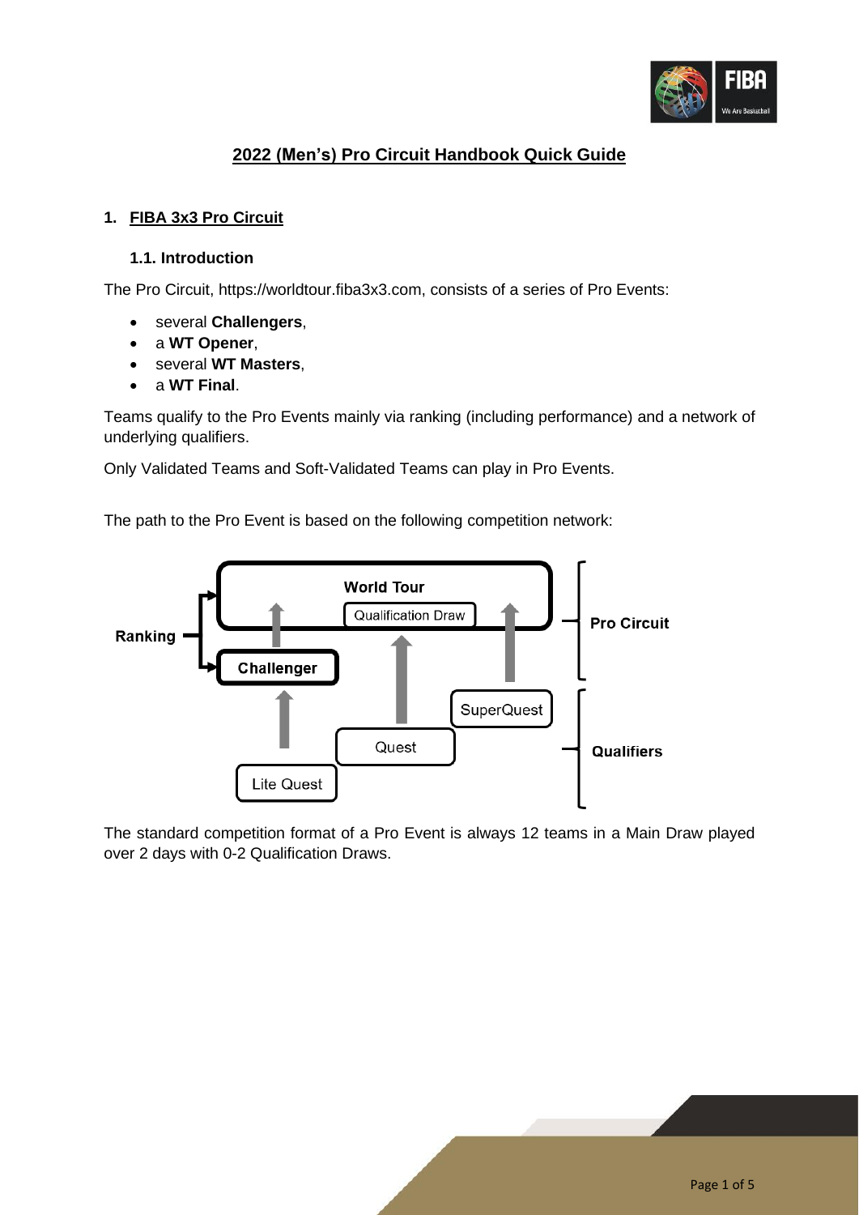# 2022 (Men's) Pro Circuit Handbook Quick Guide

## 1. FIBA 3x3 Pro Circuit

### 1.1. Introduction

The Pro Circuit, https://worldtour.fiba3x3.com, consists of a series of Pro Events:

- several **Challengers**,
- a **WT Opener**,
- several **WT Masters**,
- a **WT Final**.

Teams qualify to the Pro Events mainly via ranking (including performance) and a network of underlying qualifiers.

Only Validated Teams and Soft-Validated Teams can play in Pro Events.

The path to the Pro Event is based on the following competition network:

The standard competition format of a Pro Event is always 12 teams in a Main Draw played over 2 days with 0-2 Qualification Draws.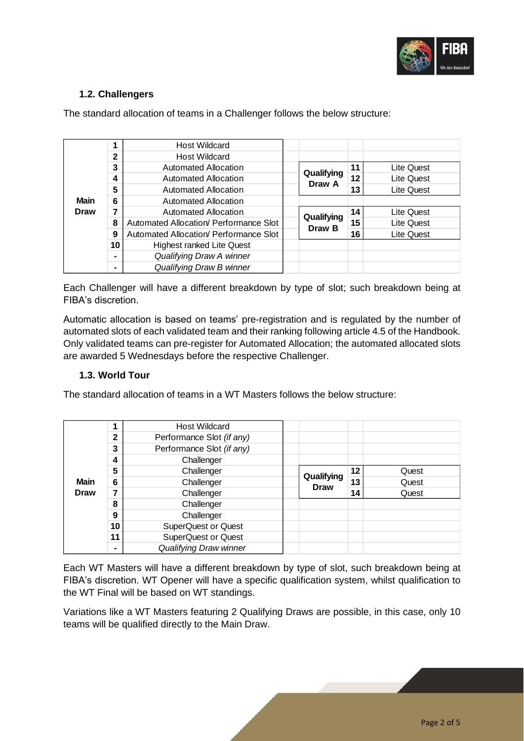### 1.2. Challengers

The standard allocation of teams in a Challenger follows the below structure:

| | | | | | |
|---|---|---|---|---|---|
| **Main Draw** | **1** | Host Wildcard | | | |
| | **2** | Host Wildcard | | | |
| | **3** | Automated Allocation | **Qualifying Draw A** | **11** | Lite Quest |
| | **4** | Automated Allocation | | **12** | Lite Quest |
| | **5** | Automated Allocation | | **13** | Lite Quest |
| | **6** | Automated Allocation | | | |
| | **7** | Automated Allocation | **Qualifying Draw B** | **14** | Lite Quest |
| | **8** | Automated Allocation/ Performance Slot | | **15** | Lite Quest |
| | **9** | Automated Allocation/ Performance Slot | | **16** | Lite Quest |
| | **10** | Highest ranked Lite Quest | | | |
| | **-** | *Qualifying Draw A winner* | | | |
| | **-** | *Qualifying Draw B winner* | | | |

Each Challenger will have a different breakdown by type of slot; such breakdown being at FIBA's discretion.

Automatic allocation is based on teams' pre-registration and is regulated by the number of automated slots of each validated team and their ranking following article 4.5 of the Handbook. Only validated teams can pre-register for Automated Allocation; the automated allocated slots are awarded 5 Wednesdays before the respective Challenger.

### 1.3. World Tour

The standard allocation of teams in a WT Masters follows the below structure:

| | | | | | |
|---|---|---|---|---|---|
| **Main Draw** | **1** | Host Wildcard | | | |
| | **2** | Performance Slot *(if any)* | | | |
| | **3** | Performance Slot *(if any)* | | | |
| | **4** | Challenger | | | |
| | **5** | Challenger | **Qualifying Draw** | **12** | Quest |
| | **6** | Challenger | | **13** | Quest |
| | **7** | Challenger | | **14** | Quest |
| | **8** | Challenger | | | |
| | **9** | Challenger | | | |
| | **10** | SuperQuest or Quest | | | |
| | **11** | SuperQuest or Quest | | | |
| | **-** | *Qualifying Draw winner* | | | |

Each WT Masters will have a different breakdown by type of slot, such breakdown being at FIBA's discretion. WT Opener will have a specific qualification system, whilst qualification to the WT Final will be based on WT standings.

Variations like a WT Masters featuring 2 Qualifying Draws are possible, in this case, only 10 teams will be qualified directly to the Main Draw.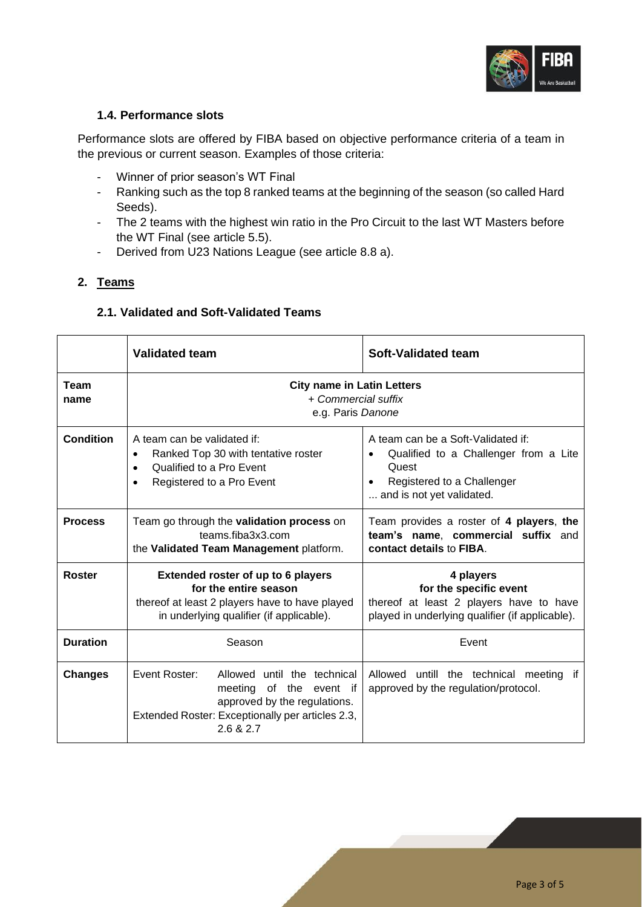### 1.4. Performance slots

Performance slots are offered by FIBA based on objective performance criteria of a team in the previous or current season. Examples of those criteria:

- Winner of prior season's WT Final
- Ranking such as the top 8 ranked teams at the beginning of the season (so called Hard Seeds).
- The 2 teams with the highest win ratio in the Pro Circuit to the last WT Masters before the WT Final (see article 5.5).
- Derived from U23 Nations League (see article 8.8 a).

## 2. Teams

### 2.1. Validated and Soft-Validated Teams

| | **Validated team** | **Soft-Validated team** |
|---|---|---|
| **Team name** | **City name in Latin Letters** + *Commercial suffix* e.g. Paris *Danone* | |
| **Condition** | A team can be validated if: <br>• Ranked Top 30 with tentative roster <br>• Qualified to a Pro Event <br>• Registered to a Pro Event | A team can be a Soft-Validated if: <br>• Qualified to a Challenger from a Lite Quest <br>• Registered to a Challenger <br>... and is not yet validated. |
| **Process** | Team go through the **validation process** on teams.fiba3x3.com the **Validated Team Management** platform. | Team provides a roster of **4 players**, **the team's name**, **commercial suffix** and **contact details** to **FIBA**. |
| **Roster** | **Extended roster of up to 6 players for the entire season** thereof at least 2 players have to have played in underlying qualifier (if applicable). | **4 players for the specific event** thereof at least 2 players have to have played in underlying qualifier (if applicable). |
| **Duration** | Season | Event |
| **Changes** | Event Roster: Allowed until the technical meeting of the event if approved by the regulations. <br>Extended Roster: Exceptionally per articles 2.3, 2.6 & 2.7 | Allowed untill the technical meeting if approved by the regulation/protocol. |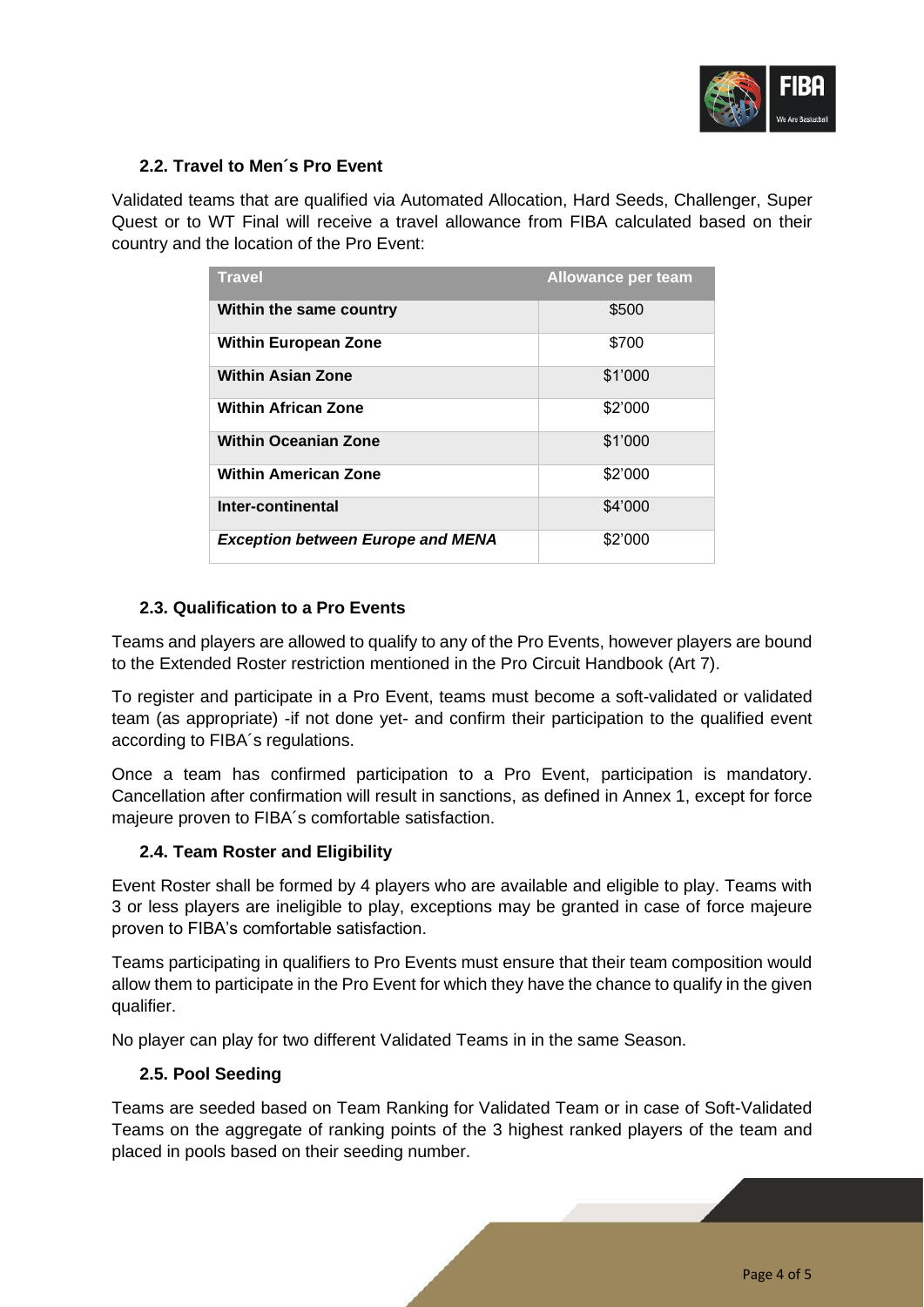### 2.2. Travel to Men´s Pro Event

Validated teams that are qualified via Automated Allocation, Hard Seeds, Challenger, Super Quest or to WT Final will receive a travel allowance from FIBA calculated based on their country and the location of the Pro Event:

| Travel | Allowance per team |
| --- | --- |
| **Within the same country** | $500 |
| **Within European Zone** | $700 |
| **Within Asian Zone** | $1’000 |
| **Within African Zone** | $2’000 |
| **Within Oceanian Zone** | $1’000 |
| **Within American Zone** | $2’000 |
| **Inter-continental** | $4’000 |
| ***Exception between Europe and MENA*** | $2’000 |

### 2.3. Qualification to a Pro Events

Teams and players are allowed to qualify to any of the Pro Events, however players are bound to the Extended Roster restriction mentioned in the Pro Circuit Handbook (Art 7).

To register and participate in a Pro Event, teams must become a soft-validated or validated team (as appropriate) -if not done yet- and confirm their participation to the qualified event according to FIBA´s regulations.

Once a team has confirmed participation to a Pro Event, participation is mandatory. Cancellation after confirmation will result in sanctions, as defined in Annex 1, except for force majeure proven to FIBA´s comfortable satisfaction.

### 2.4. Team Roster and Eligibility

Event Roster shall be formed by 4 players who are available and eligible to play. Teams with 3 or less players are ineligible to play, exceptions may be granted in case of force majeure proven to FIBA’s comfortable satisfaction.

Teams participating in qualifiers to Pro Events must ensure that their team composition would allow them to participate in the Pro Event for which they have the chance to qualify in the given qualifier.

No player can play for two different Validated Teams in in the same Season.

### 2.5. Pool Seeding

Teams are seeded based on Team Ranking for Validated Team or in case of Soft-Validated Teams on the aggregate of ranking points of the 3 highest ranked players of the team and placed in pools based on their seeding number.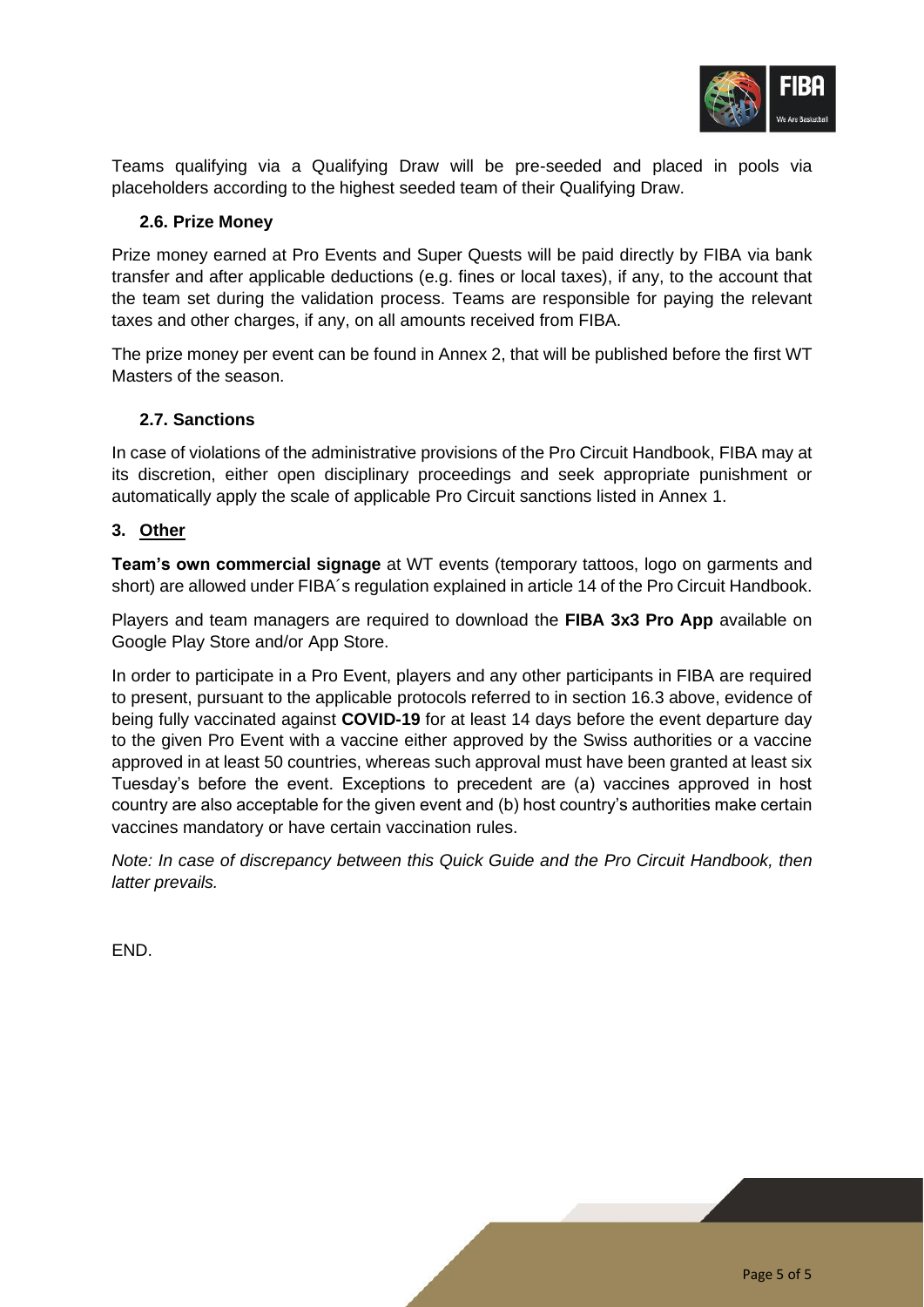Teams qualifying via a Qualifying Draw will be pre-seeded and placed in pools via placeholders according to the highest seeded team of their Qualifying Draw.

### 2.6. Prize Money

Prize money earned at Pro Events and Super Quests will be paid directly by FIBA via bank transfer and after applicable deductions (e.g. fines or local taxes), if any, to the account that the team set during the validation process. Teams are responsible for paying the relevant taxes and other charges, if any, on all amounts received from FIBA.

The prize money per event can be found in Annex 2, that will be published before the first WT Masters of the season.

### 2.7. Sanctions

In case of violations of the administrative provisions of the Pro Circuit Handbook, FIBA may at its discretion, either open disciplinary proceedings and seek appropriate punishment or automatically apply the scale of applicable Pro Circuit sanctions listed in Annex 1.

## 3. Other

**Team's own commercial signage** at WT events (temporary tattoos, logo on garments and short) are allowed under FIBA´s regulation explained in article 14 of the Pro Circuit Handbook.

Players and team managers are required to download the **FIBA 3x3 Pro App** available on Google Play Store and/or App Store.

In order to participate in a Pro Event, players and any other participants in FIBA are required to present, pursuant to the applicable protocols referred to in section 16.3 above, evidence of being fully vaccinated against **COVID-19** for at least 14 days before the event departure day to the given Pro Event with a vaccine either approved by the Swiss authorities or a vaccine approved in at least 50 countries, whereas such approval must have been granted at least six Tuesday's before the event. Exceptions to precedent are (a) vaccines approved in host country are also acceptable for the given event and (b) host country's authorities make certain vaccines mandatory or have certain vaccination rules.

*Note: In case of discrepancy between this Quick Guide and the Pro Circuit Handbook, then latter prevails.*

END.